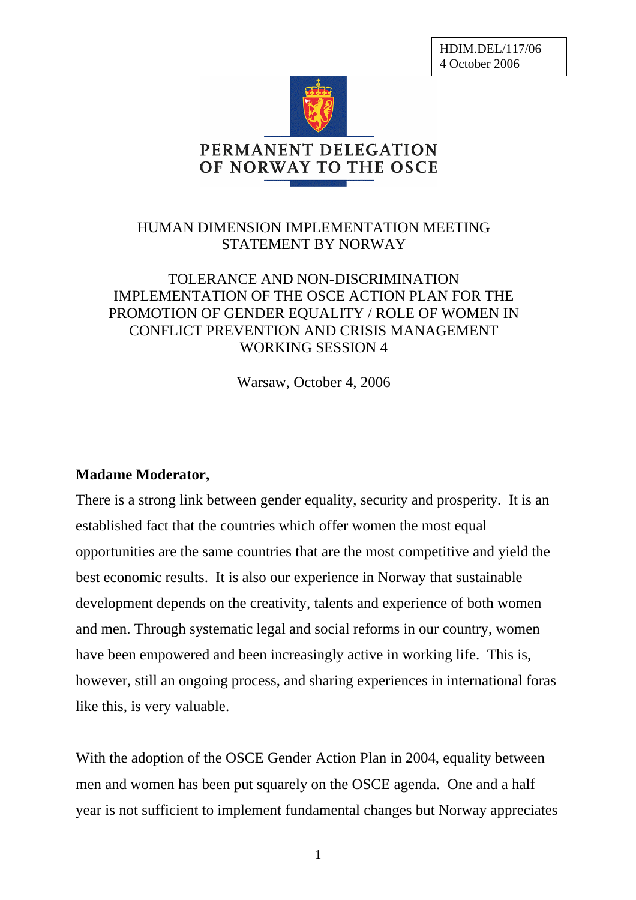HDIM.DEL/117/06
4 October 2006

PERMANENT DELEGATION
OF NORWAY TO THE OSCE

HUMAN DIMENSION IMPLEMENTATION MEETING
STATEMENT BY NORWAY

TOLERANCE AND NON-DISCRIMINATION
IMPLEMENTATION OF THE OSCE ACTION PLAN FOR THE PROMOTION OF GENDER EQUALITY / ROLE OF WOMEN IN CONFLICT PREVENTION AND CRISIS MANAGEMENT
WORKING SESSION 4

Warsaw, October 4, 2006

**Madame Moderator,**

There is a strong link between gender equality, security and prosperity. It is an established fact that the countries which offer women the most equal opportunities are the same countries that are the most competitive and yield the best economic results. It is also our experience in Norway that sustainable development depends on the creativity, talents and experience of both women and men. Through systematic legal and social reforms in our country, women have been empowered and been increasingly active in working life. This is, however, still an ongoing process, and sharing experiences in international foras like this, is very valuable.

With the adoption of the OSCE Gender Action Plan in 2004, equality between men and women has been put squarely on the OSCE agenda. One and a half year is not sufficient to implement fundamental changes but Norway appreciates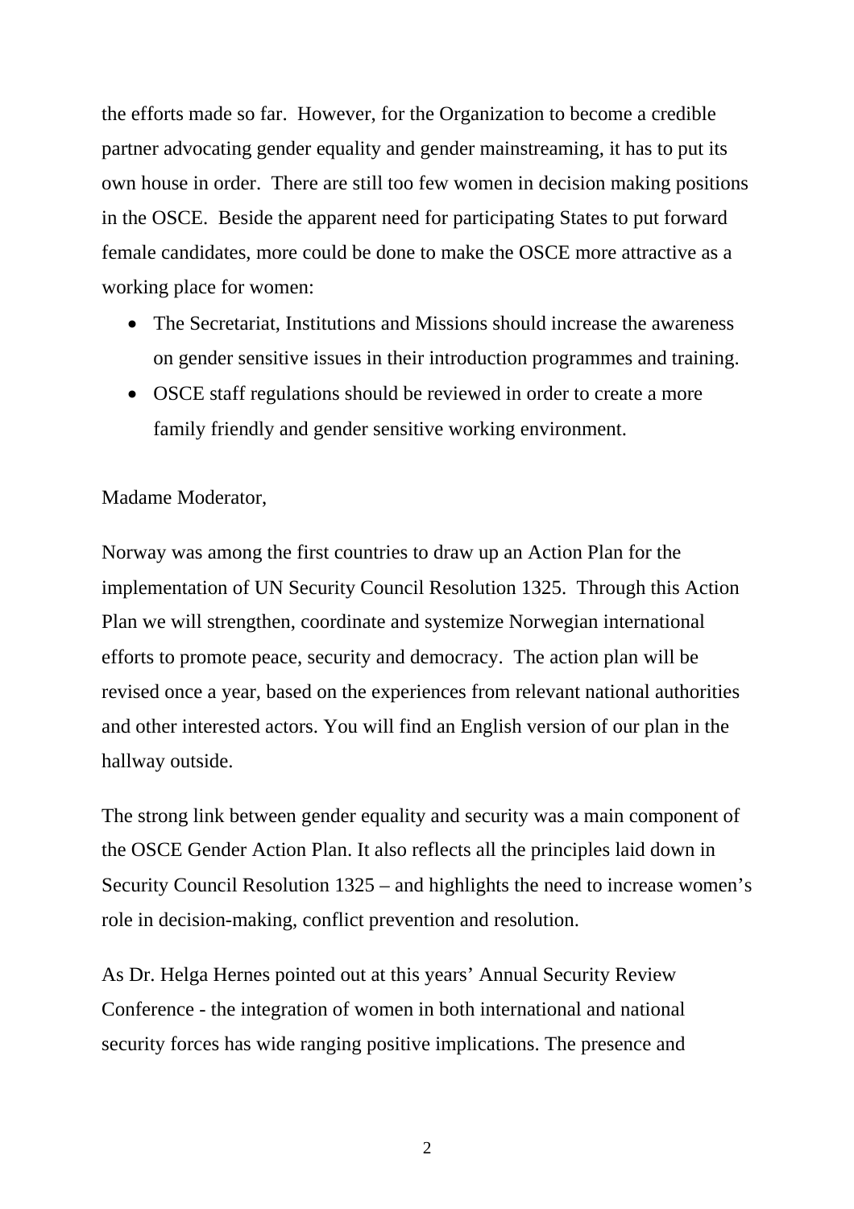the efforts made so far. However, for the Organization to become a credible partner advocating gender equality and gender mainstreaming, it has to put its own house in order. There are still too few women in decision making positions in the OSCE. Beside the apparent need for participating States to put forward female candidates, more could be done to make the OSCE more attractive as a working place for women:

- The Secretariat, Institutions and Missions should increase the awareness on gender sensitive issues in their introduction programmes and training.
- OSCE staff regulations should be reviewed in order to create a more family friendly and gender sensitive working environment.

Madame Moderator,

Norway was among the first countries to draw up an Action Plan for the implementation of UN Security Council Resolution 1325. Through this Action Plan we will strengthen, coordinate and systemize Norwegian international efforts to promote peace, security and democracy. The action plan will be revised once a year, based on the experiences from relevant national authorities and other interested actors. You will find an English version of our plan in the hallway outside.

The strong link between gender equality and security was a main component of the OSCE Gender Action Plan. It also reflects all the principles laid down in Security Council Resolution 1325 – and highlights the need to increase women's role in decision-making, conflict prevention and resolution.

As Dr. Helga Hernes pointed out at this years' Annual Security Review Conference - the integration of women in both international and national security forces has wide ranging positive implications. The presence and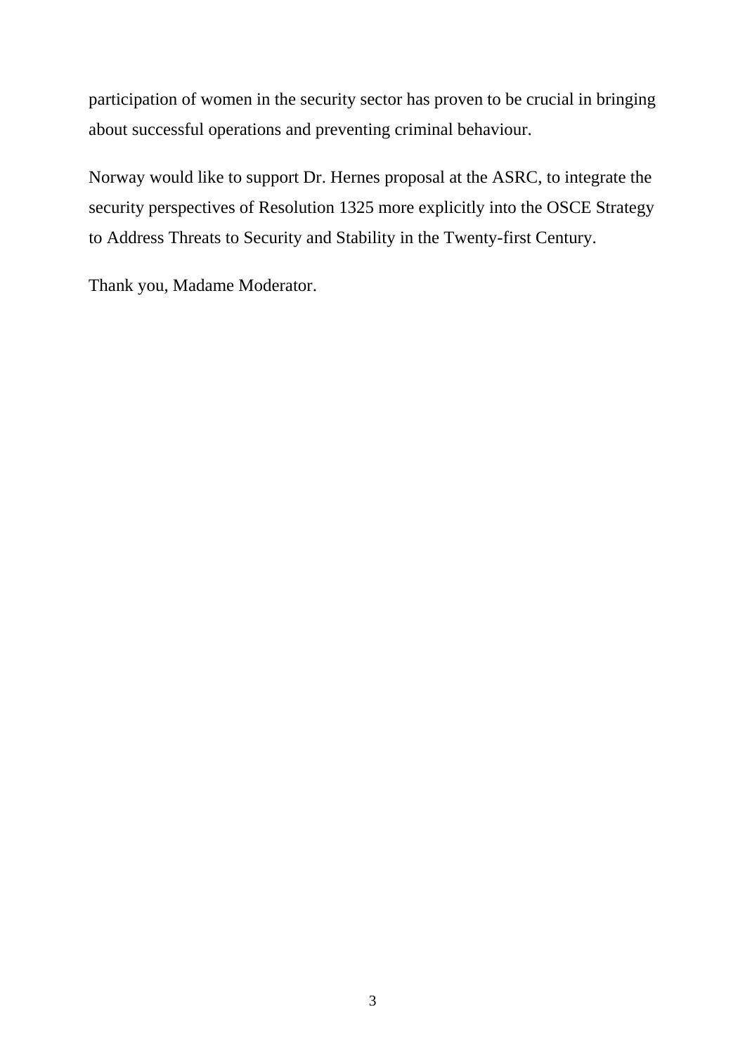participation of women in the security sector has proven to be crucial in bringing about successful operations and preventing criminal behaviour.

Norway would like to support Dr. Hernes proposal at the ASRC, to integrate the security perspectives of Resolution 1325 more explicitly into the OSCE Strategy to Address Threats to Security and Stability in the Twenty-first Century.

Thank you, Madame Moderator.